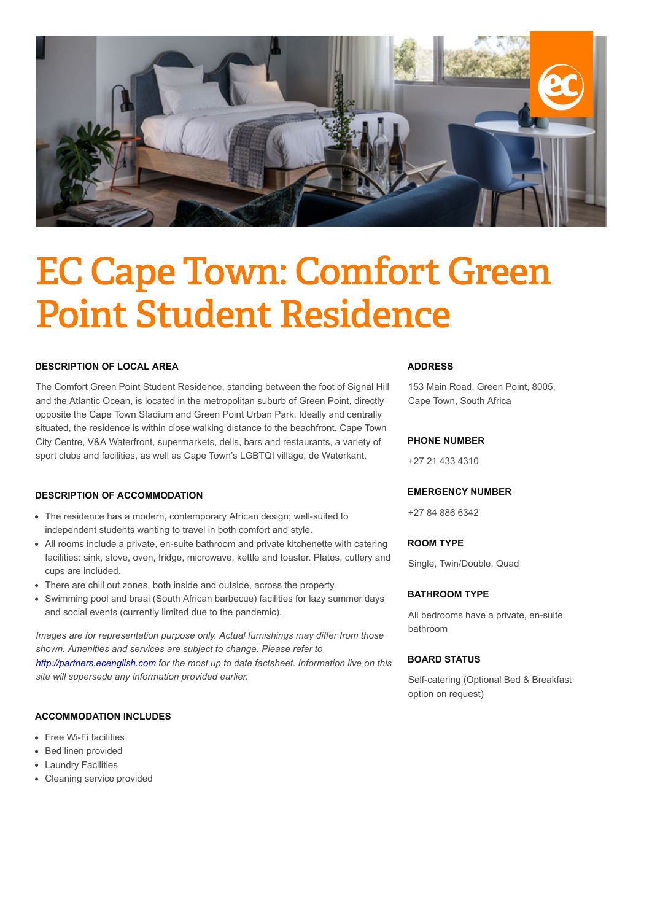# EC Cape Town: Comfort Green Point Student Residence

### DESCRIPTION OF LOCAL AREA

The Comfort Green Point Student Residence, standing between the foot of Signal Hill and the Atlantic Ocean, is located in the metropolitan suburb of Green Point, directly opposite the Cape Town Stadium and Green Point Urban Park. Ideally and centrally situated, the residence is within close walking distance to the beachfront, Cape Town City Centre, V&A Waterfront, supermarkets, delis, bars and restaurants, a variety of sport clubs and facilities, as well as Cape Town's LGBTQI village, de Waterkant.

### DESCRIPTION OF ACCOMMODATION

- The residence has a modern, contemporary African design; well-suited to independent students wanting to travel in both comfort and style.
- All rooms include a private, en-suite bathroom and private kitchenette with catering facilities: sink, stove, oven, fridge, microwave, kettle and toaster. Plates, cutlery and cups are included.
- There are chill out zones, both inside and outside, across the property.
- Swimming pool and braai (South African barbecue) facilities for lazy summer days and social events (currently limited due to the pandemic).

*Images are for representation purpose only. Actual furnishings may differ from those shown. Amenities and services are subject to change. Please refer to http://partners.ecenglish.com for the most up to date factsheet. Information live on this site will supersede any information provided earlier.*

### ACCOMMODATION INCLUDES

- Free Wi-Fi facilities
- Bed linen provided
- Laundry Facilities
- Cleaning service provided

### ADDRESS

153 Main Road, Green Point, 8005, Cape Town, South Africa

### PHONE NUMBER

+27 21 433 4310

### EMERGENCY NUMBER

+27 84 886 6342

### ROOM TYPE

Single, Twin/Double, Quad

### BATHROOM TYPE

All bedrooms have a private, en-suite bathroom

### BOARD STATUS

Self-catering (Optional Bed & Breakfast option on request)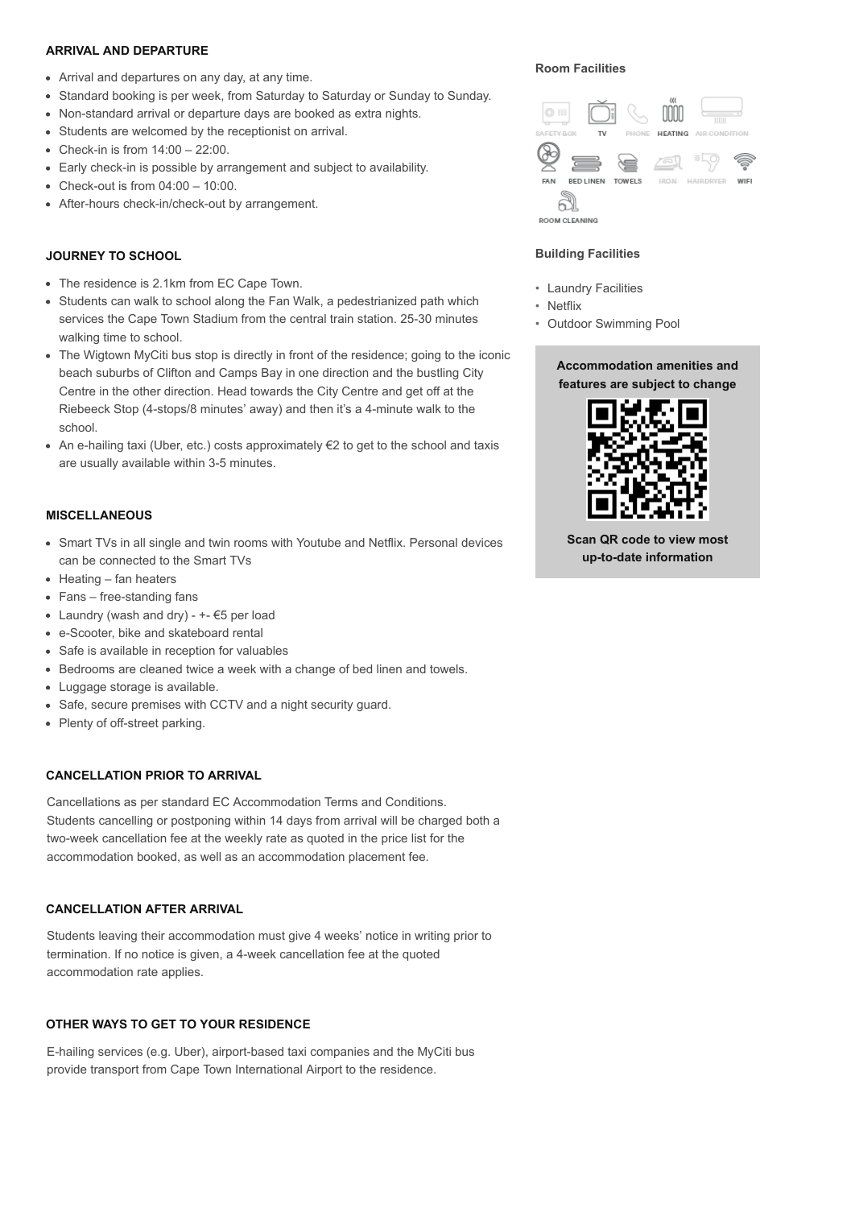### ARRIVAL AND DEPARTURE

- Arrival and departures on any day, at any time.
- Standard booking is per week, from Saturday to Saturday or Sunday to Sunday.
- Non-standard arrival or departure days are booked as extra nights.
- Students are welcomed by the receptionist on arrival.
- Check-in is from 14:00 – 22:00.
- Early check-in is possible by arrangement and subject to availability.
- Check-out is from 04:00 – 10:00.
- After-hours check-in/check-out by arrangement.

### JOURNEY TO SCHOOL

- The residence is 2.1km from EC Cape Town.
- Students can walk to school along the Fan Walk, a pedestrianized path which services the Cape Town Stadium from the central train station. 25-30 minutes walking time to school.
- The Wigtown MyCiti bus stop is directly in front of the residence; going to the iconic beach suburbs of Clifton and Camps Bay in one direction and the bustling City Centre in the other direction. Head towards the City Centre and get off at the Riebeeck Stop (4-stops/8 minutes' away) and then it's a 4-minute walk to the school.
- An e-hailing taxi (Uber, etc.) costs approximately €2 to get to the school and taxis are usually available within 3-5 minutes.

### MISCELLANEOUS

- Smart TVs in all single and twin rooms with Youtube and Netflix. Personal devices can be connected to the Smart TVs
- Heating – fan heaters
- Fans – free-standing fans
- Laundry (wash and dry) - +- €5 per load
- e-Scooter, bike and skateboard rental
- Safe is available in reception for valuables
- Bedrooms are cleaned twice a week with a change of bed linen and towels.
- Luggage storage is available.
- Safe, secure premises with CCTV and a night security guard.
- Plenty of off-street parking.

### CANCELLATION PRIOR TO ARRIVAL

Cancellations as per standard EC Accommodation Terms and Conditions.
Students cancelling or postponing within 14 days from arrival will be charged both a two-week cancellation fee at the weekly rate as quoted in the price list for the accommodation booked, as well as an accommodation placement fee.

### CANCELLATION AFTER ARRIVAL

Students leaving their accommodation must give 4 weeks' notice in writing prior to termination. If no notice is given, a 4-week cancellation fee at the quoted accommodation rate applies.

### OTHER WAYS TO GET TO YOUR RESIDENCE

E-hailing services (e.g. Uber), airport-based taxi companies and the MyCiti bus provide transport from Cape Town International Airport to the residence.

### Room Facilities

SAFETY BOX, TV, PHONE, HEATING, AIR CONDITION, FAN, BED LINEN, TOWELS, IRON, HAIRDRYER, WIFI, ROOM CLEANING

### Building Facilities

- Laundry Facilities
- Netflix
- Outdoor Swimming Pool

**Accommodation amenities and features are subject to change**

**Scan QR code to view most up-to-date information**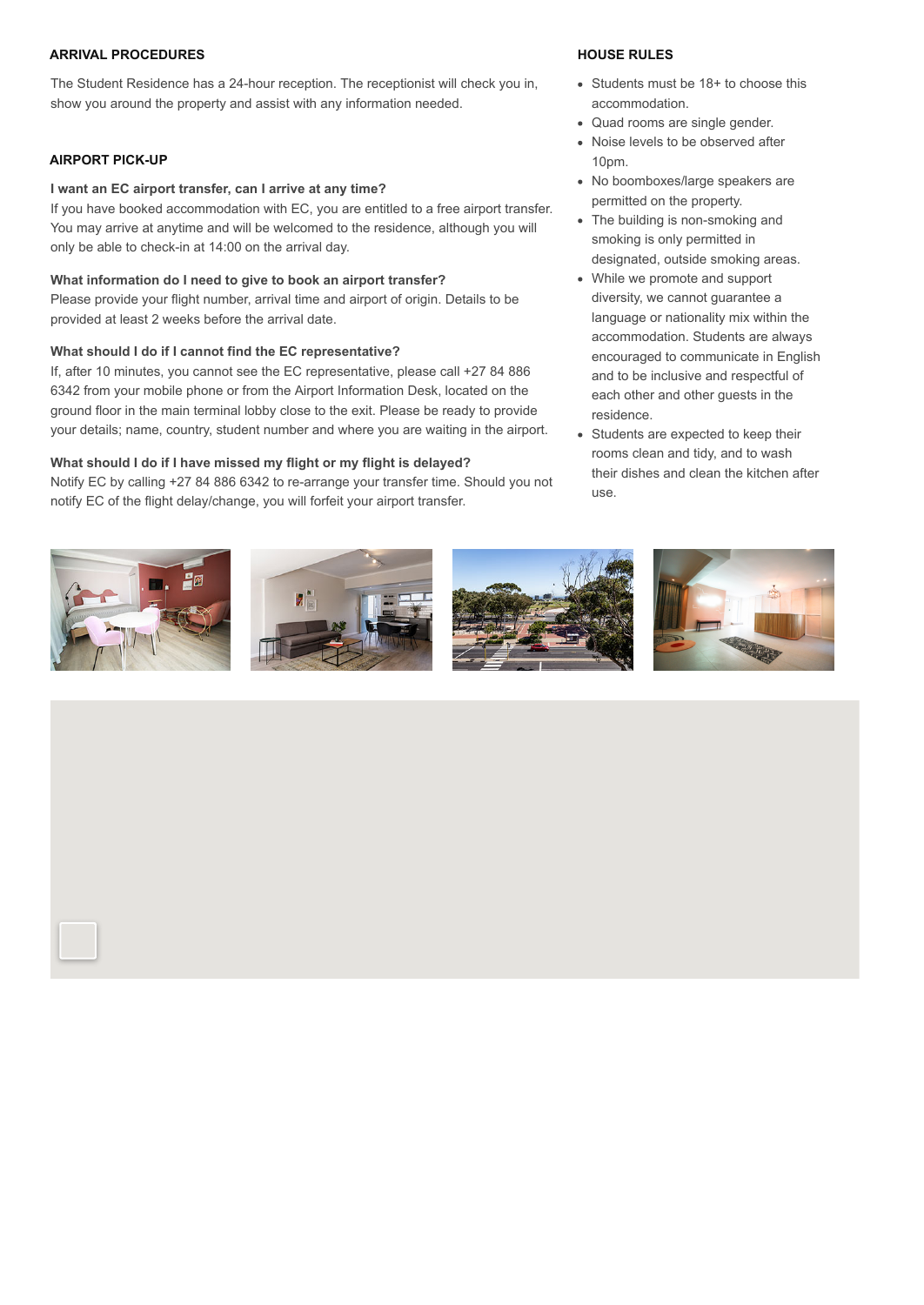## ARRIVAL PROCEDURES

The Student Residence has a 24-hour reception. The receptionist will check you in, show you around the property and assist with any information needed.

## AIRPORT PICK-UP

**I want an EC airport transfer, can I arrive at any time?**
If you have booked accommodation with EC, you are entitled to a free airport transfer. You may arrive at anytime and will be welcomed to the residence, although you will only be able to check-in at 14:00 on the arrival day.

**What information do I need to give to book an airport transfer?**
Please provide your flight number, arrival time and airport of origin. Details to be provided at least 2 weeks before the arrival date.

**What should I do if I cannot find the EC representative?**
If, after 10 minutes, you cannot see the EC representative, please call +27 84 886 6342 from your mobile phone or from the Airport Information Desk, located on the ground floor in the main terminal lobby close to the exit. Please be ready to provide your details; name, country, student number and where you are waiting in the airport.

**What should I do if I have missed my flight or my flight is delayed?**
Notify EC by calling +27 84 886 6342 to re-arrange your transfer time. Should you not notify EC of the flight delay/change, you will forfeit your airport transfer.

## HOUSE RULES

- Students must be 18+ to choose this accommodation.
- Quad rooms are single gender.
- Noise levels to be observed after 10pm.
- No boomboxes/large speakers are permitted on the property.
- The building is non-smoking and smoking is only permitted in designated, outside smoking areas.
- While we promote and support diversity, we cannot guarantee a language or nationality mix within the accommodation. Students are always encouraged to communicate in English and to be inclusive and respectful of each other and other guests in the residence.
- Students are expected to keep their rooms clean and tidy, and to wash their dishes and clean the kitchen after use.